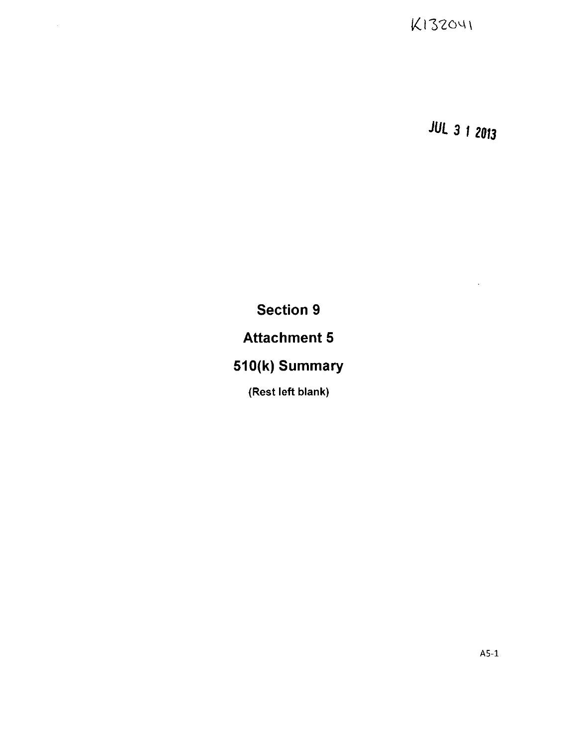K132041

JUL 3 1 2013

# Section 9

# Attachment 5

# 510(k) Summary

**(Rest left blank)**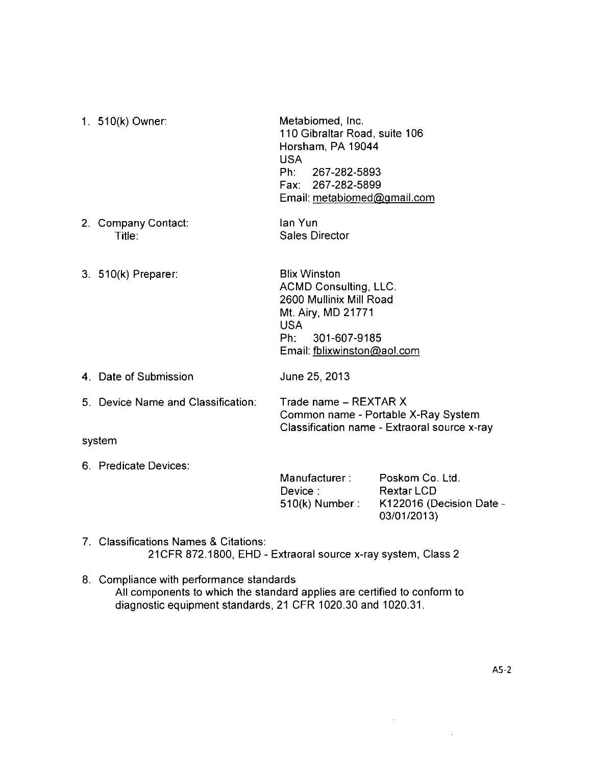1. 510(k) Owner:

   Metabiomed, Inc.
   110 Gibraltar Road, suite 106
   Horsham, PA 19044
   USA
   Ph: 267-282-5893
   Fax: 267-282-5899
   Email: metabiomed@gmail.com

2. Company Contact: Ian Yun
   Title: Sales Director

3. 510(k) Preparer:

   Blix Winston
   ACMD Consulting, LLC.
   2600 Mullinix Mill Road
   Mt. Airy, MD 21771
   USA
   Ph: 301-607-9185
   Email: fblixwinston@aol.com

4. Date of Submission: June 25, 2013

5. Device Name and Classification:

   Trade name – REXTAR X
   Common name - Portable X-Ray System
   Classification name - Extraoral source x-ray system

6. Predicate Devices:

   | | |
   |---|---|
   | Manufacturer : | Poskom Co. Ltd. |
   | Device : | Rextar LCD |
   | 510(k) Number : | K122016 (Decision Date - 03/01/2013) |

7. Classifications Names & Citations:
   21CFR 872.1800, EHD - Extraoral source x-ray system, Class 2

8. Compliance with performance standards
   All components to which the standard applies are certified to conform to diagnostic equipment standards, 21 CFR 1020.30 and 1020.31.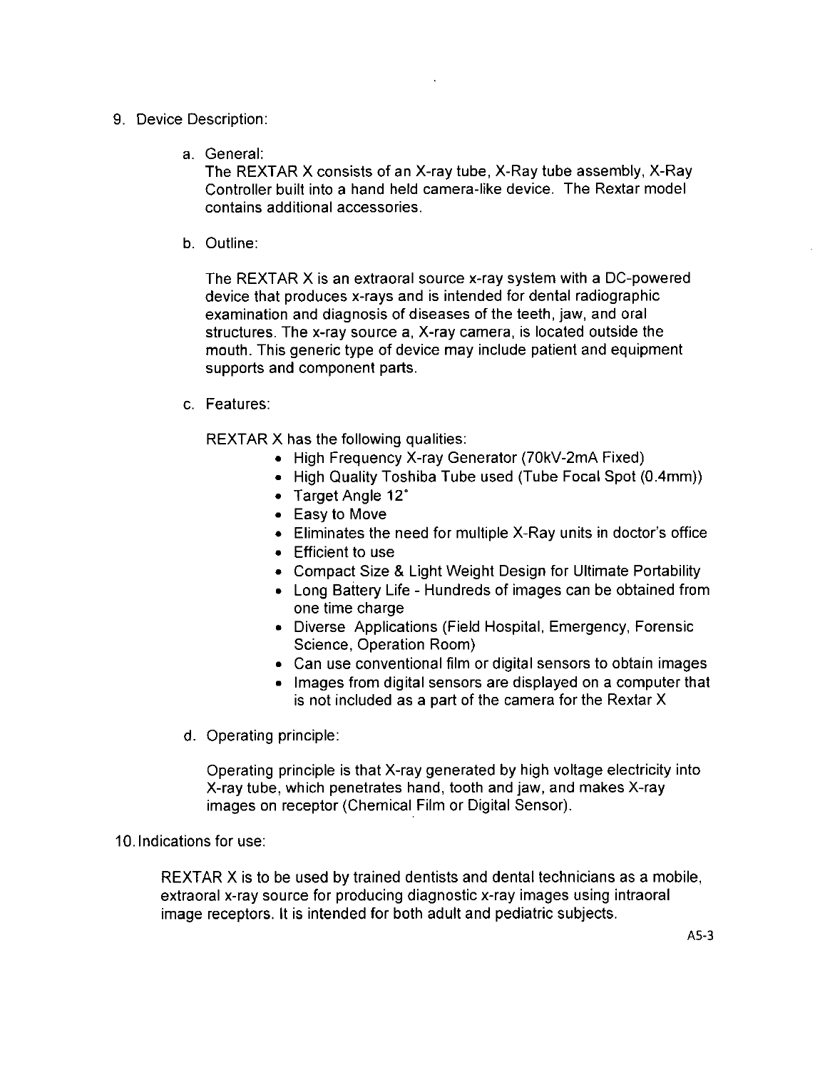9. Device Description:

   a. General:
      The REXTAR X consists of an X-ray tube, X-Ray tube assembly, X-Ray Controller built into a hand held camera-like device. The Rextar model contains additional accessories.

   b. Outline:

      The REXTAR X is an extraoral source x-ray system with a DC-powered device that produces x-rays and is intended for dental radiographic examination and diagnosis of diseases of the teeth, jaw, and oral structures. The x-ray source a, X-ray camera, is located outside the mouth. This generic type of device may include patient and equipment supports and component parts.

   c. Features:

      REXTAR X has the following qualities:

      - High Frequency X-ray Generator (70kV-2mA Fixed)
      - High Quality Toshiba Tube used (Tube Focal Spot (0.4mm))
      - Target Angle 12˚
      - Easy to Move
      - Eliminates the need for multiple X-Ray units in doctor's office
      - Efficient to use
      - Compact Size & Light Weight Design for Ultimate Portability
      - Long Battery Life - Hundreds of images can be obtained from one time charge
      - Diverse Applications (Field Hospital, Emergency, Forensic Science, Operation Room)
      - Can use conventional film or digital sensors to obtain images
      - Images from digital sensors are displayed on a computer that is not included as a part of the camera for the Rextar X

   d. Operating principle:

      Operating principle is that X-ray generated by high voltage electricity into X-ray tube, which penetrates hand, tooth and jaw, and makes X-ray images on receptor (Chemical Film or Digital Sensor).

10. Indications for use:

    REXTAR X is to be used by trained dentists and dental technicians as a mobile, extraoral x-ray source for producing diagnostic x-ray images using intraoral image receptors. It is intended for both adult and pediatric subjects.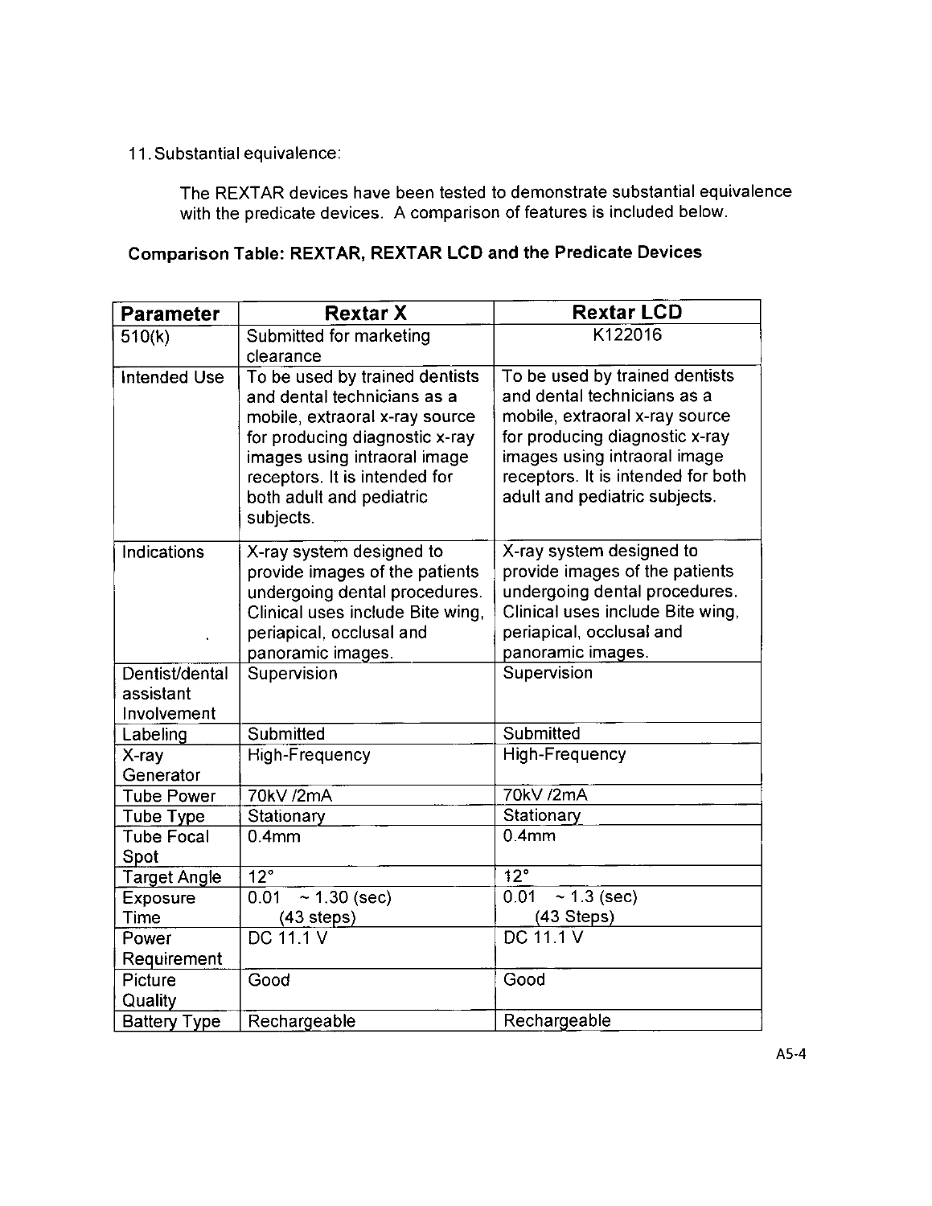11. Substantial equivalence:

The REXTAR devices have been tested to demonstrate substantial equivalence with the predicate devices. A comparison of features is included below.

**Comparison Table: REXTAR, REXTAR LCD and the Predicate Devices**

| Parameter | Rextar X | Rextar LCD |
|---|---|---|
| 510(k) | Submitted for marketing clearance | K122016 |
| Intended Use | To be used by trained dentists and dental technicians as a mobile, extraoral x-ray source for producing diagnostic x-ray images using intraoral image receptors. It is intended for both adult and pediatric subjects. | To be used by trained dentists and dental technicians as a mobile, extraoral x-ray source for producing diagnostic x-ray images using intraoral image receptors. It is intended for both adult and pediatric subjects. |
| Indications | X-ray system designed to provide images of the patients undergoing dental procedures. Clinical uses include Bite wing, periapical, occlusal and panoramic images. | X-ray system designed to provide images of the patients undergoing dental procedures. Clinical uses include Bite wing, periapical, occlusal and panoramic images. |
| Dentist/dental assistant Involvement | Supervision | Supervision |
| Labeling | Submitted | Submitted |
| X-ray Generator | High-Frequency | High-Frequency |
| Tube Power | 70kV /2mA | 70kV /2mA |
| Tube Type | Stationary | Stationary |
| Tube Focal Spot | 0.4mm | 0.4mm |
| Target Angle | 12° | 12° |
| Exposure Time | 0.01 ~ 1.30 (sec) (43 steps) | 0.01 ~ 1.3 (sec) (43 Steps) |
| Power Requirement | DC 11.1 V | DC 11.1 V |
| Picture Quality | Good | Good |
| Battery Type | Rechargeable | Rechargeable |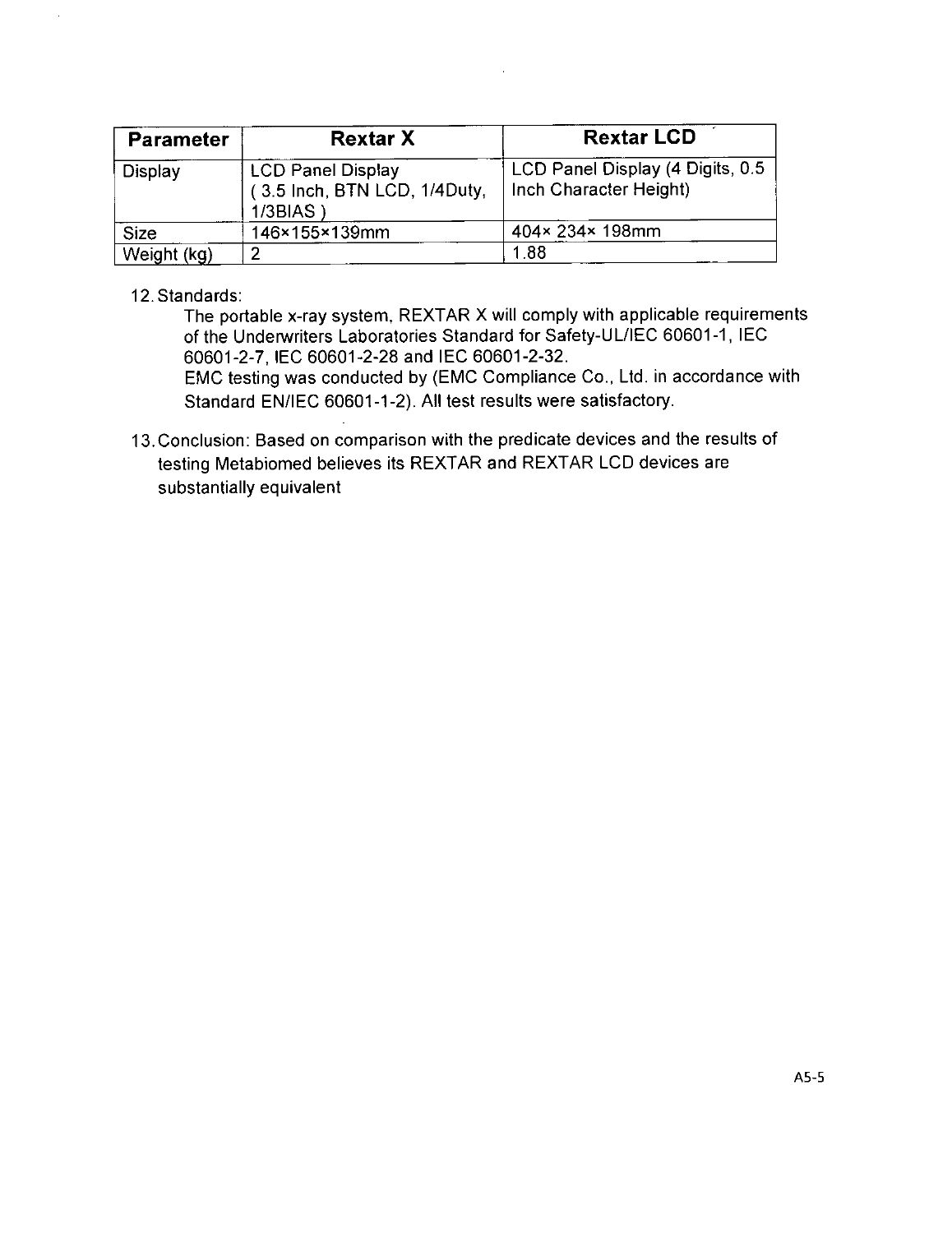| Parameter | Rextar X | Rextar LCD |
|---|---|---|
| Display | LCD Panel Display ( 3.5 Inch, BTN LCD, 1/4Duty, 1/3BIAS ) | LCD Panel Display (4 Digits, 0.5 Inch Character Height) |
| Size | 146×155×139mm | 404× 234× 198mm |
| Weight (kg) | 2 | 1.88 |

12. Standards:

    The portable x-ray system, REXTAR X will comply with applicable requirements of the Underwriters Laboratories Standard for Safety-UL/IEC 60601-1, IEC 60601-2-7, IEC 60601-2-28 and IEC 60601-2-32.

    EMC testing was conducted by (EMC Compliance Co., Ltd. in accordance with Standard EN/IEC 60601-1-2). All test results were satisfactory.

13. Conclusion: Based on comparison with the predicate devices and the results of testing Metabiomed believes its REXTAR and REXTAR LCD devices are substantially equivalent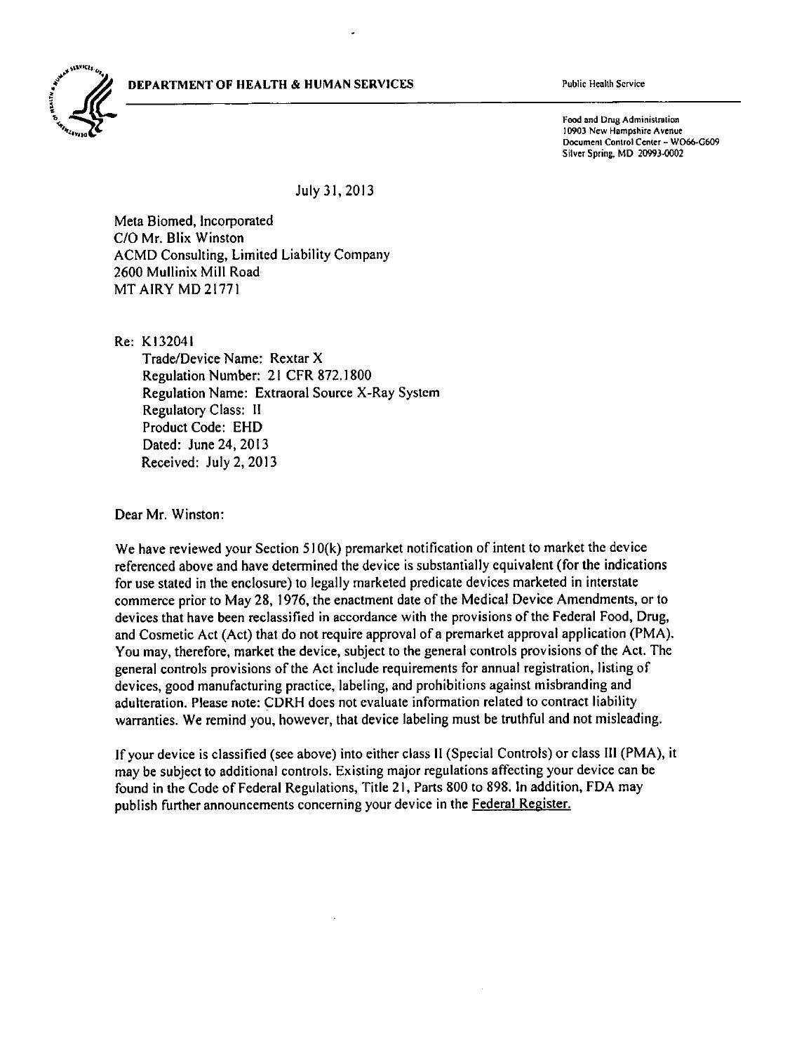**DEPARTMENT OF HEALTH & HUMAN SERVICES**

Public Health Service

Food and Drug Administration
10903 New Hampshire Avenue
Document Control Center – WO66-G609
Silver Spring, MD 20993-0002

July 31, 2013

Meta Biomed, Incorporated
C/O Mr. Blix Winston
ACMD Consulting, Limited Liability Company
2600 Mullinix Mill Road
MT AIRY MD 21771

Re: K132041
Trade/Device Name: Rextar X
Regulation Number: 21 CFR 872.1800
Regulation Name: Extraoral Source X-Ray System
Regulatory Class: II
Product Code: EHD
Dated: June 24, 2013
Received: July 2, 2013

Dear Mr. Winston:

We have reviewed your Section 510(k) premarket notification of intent to market the device referenced above and have determined the device is substantially equivalent (for the indications for use stated in the enclosure) to legally marketed predicate devices marketed in interstate commerce prior to May 28, 1976, the enactment date of the Medical Device Amendments, or to devices that have been reclassified in accordance with the provisions of the Federal Food, Drug, and Cosmetic Act (Act) that do not require approval of a premarket approval application (PMA). You may, therefore, market the device, subject to the general controls provisions of the Act. The general controls provisions of the Act include requirements for annual registration, listing of devices, good manufacturing practice, labeling, and prohibitions against misbranding and adulteration. Please note: CDRH does not evaluate information related to contract liability warranties. We remind you, however, that device labeling must be truthful and not misleading.

If your device is classified (see above) into either class II (Special Controls) or class III (PMA), it may be subject to additional controls. Existing major regulations affecting your device can be found in the Code of Federal Regulations, Title 21, Parts 800 to 898. In addition, FDA may publish further announcements concerning your device in the Federal Register.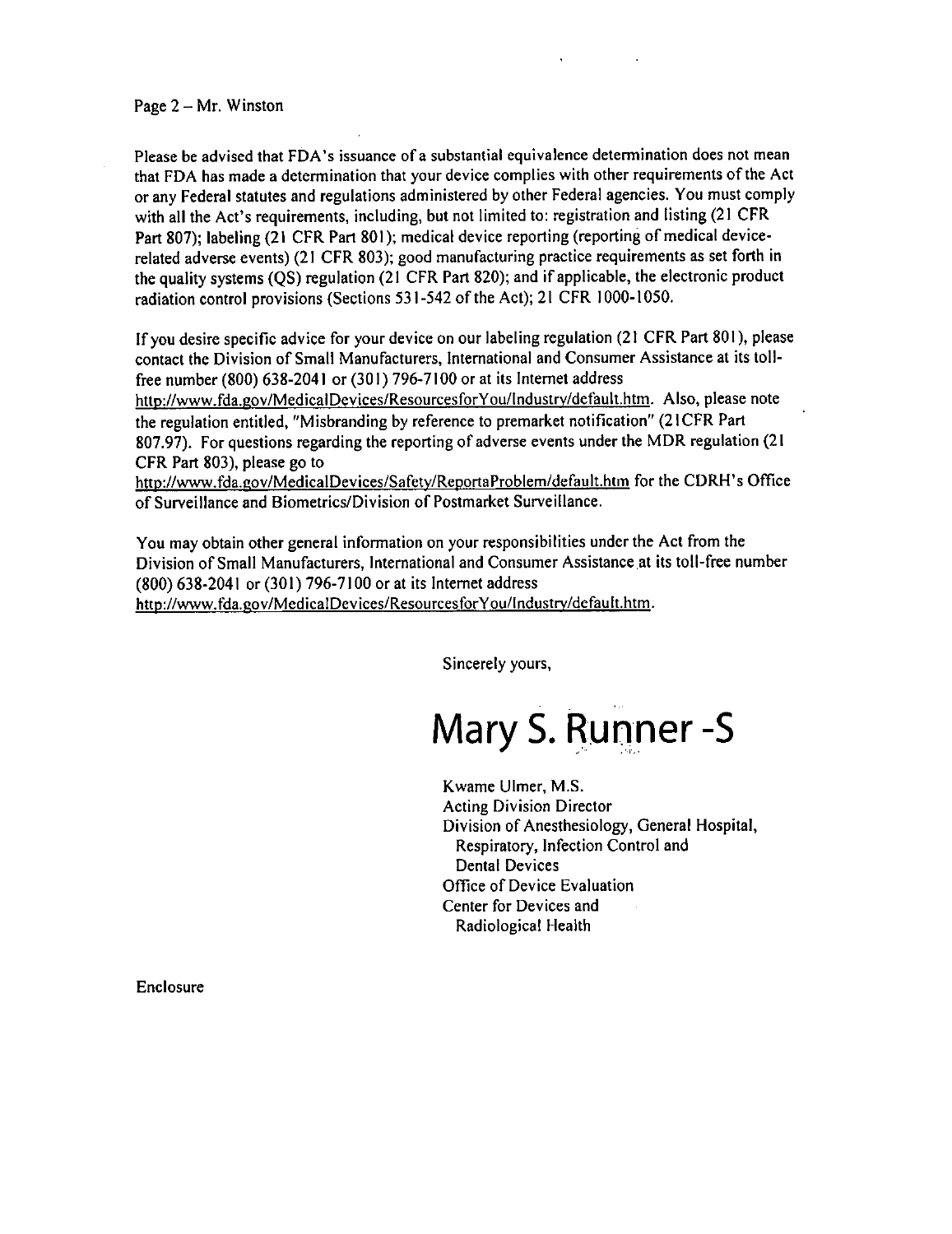Page 2 – Mr. Winston

Please be advised that FDA's issuance of a substantial equivalence determination does not mean that FDA has made a determination that your device complies with other requirements of the Act or any Federal statutes and regulations administered by other Federal agencies. You must comply with all the Act's requirements, including, but not limited to: registration and listing (21 CFR Part 807); labeling (21 CFR Part 801); medical device reporting (reporting of medical device-related adverse events) (21 CFR 803); good manufacturing practice requirements as set forth in the quality systems (QS) regulation (21 CFR Part 820); and if applicable, the electronic product radiation control provisions (Sections 531-542 of the Act); 21 CFR 1000-1050.

If you desire specific advice for your device on our labeling regulation (21 CFR Part 801), please contact the Division of Small Manufacturers, International and Consumer Assistance at its toll-free number (800) 638-2041 or (301) 796-7100 or at its Internet address http://www.fda.gov/MedicalDevices/ResourcesforYou/Industry/default.htm. Also, please note the regulation entitled, "Misbranding by reference to premarket notification" (21CFR Part 807.97). For questions regarding the reporting of adverse events under the MDR regulation (21 CFR Part 803), please go to http://www.fda.gov/MedicalDevices/Safety/ReportaProblem/default.htm for the CDRH's Office of Surveillance and Biometrics/Division of Postmarket Surveillance.

You may obtain other general information on your responsibilities under the Act from the Division of Small Manufacturers, International and Consumer Assistance at its toll-free number (800) 638-2041 or (301) 796-7100 or at its Internet address http://www.fda.gov/MedicalDevices/ResourcesforYou/Industry/default.htm.

Sincerely yours,

Mary S. Runner -S

Kwame Ulmer, M.S.
Acting Division Director
Division of Anesthesiology, General Hospital,
Respiratory, Infection Control and
Dental Devices
Office of Device Evaluation
Center for Devices and
Radiological Health

Enclosure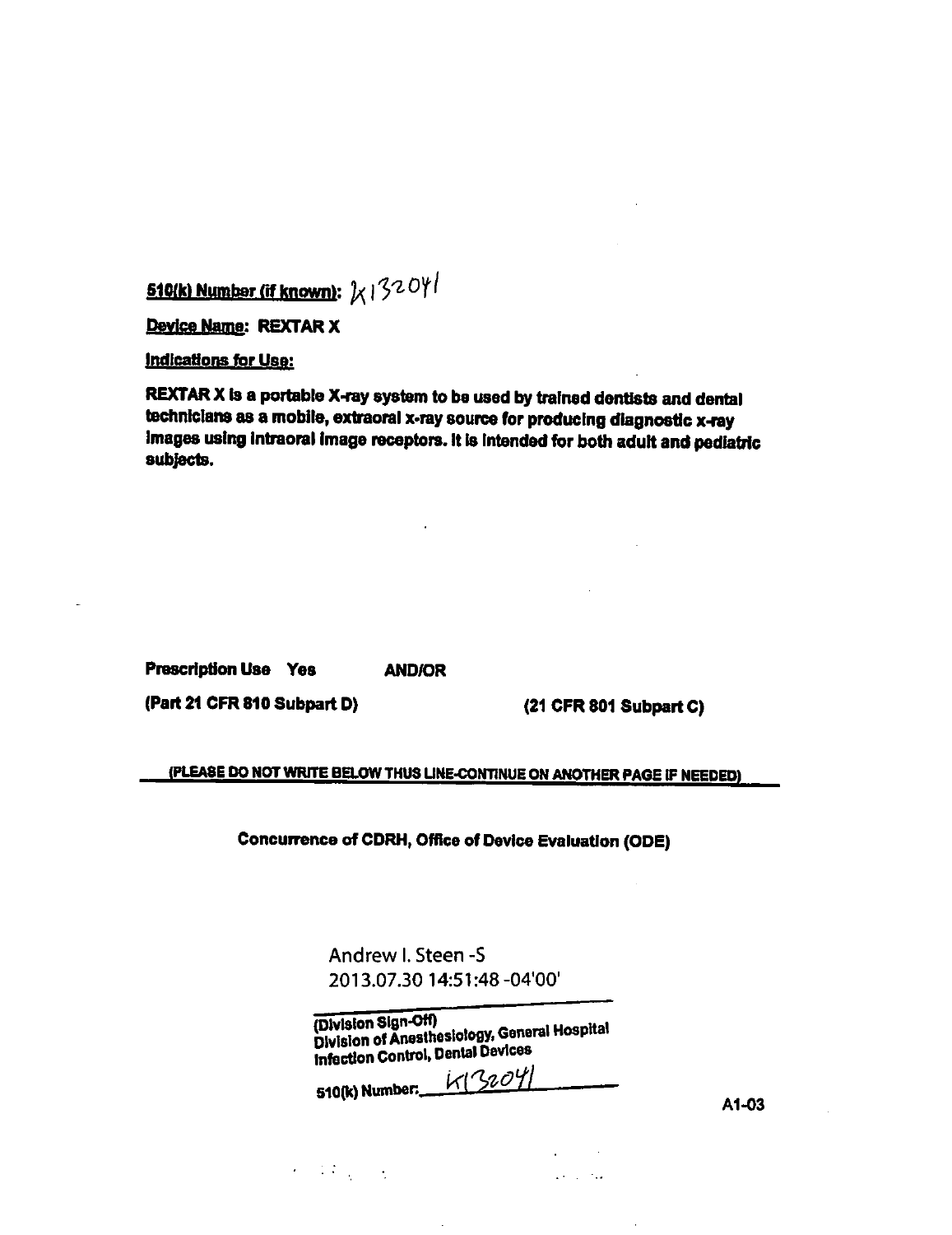**510(k) Number (if known):** K132041

**Device Name:** REXTAR X

**Indications for Use:**

**REXTAR X is a portable X-ray system to be used by trained dentists and dental technicians as a mobile, extraoral x-ray source for producing diagnostic x-ray images using intraoral image receptors. It is intended for both adult and pediatric subjects.**

**Prescription Use Yes** **AND/OR**

**(Part 21 CFR 810 Subpart D)** **(21 CFR 801 Subpart C)**

**(PLEASE DO NOT WRITE BELOW THUS LINE-CONTINUE ON ANOTHER PAGE IF NEEDED)**

**Concurrence of CDRH, Office of Device Evaluation (ODE)**

Andrew I. Steen -S
2013.07.30 14:51:48 -04'00'

(Division Sign-Off)
Division of Anesthesiology, General Hospital
Infection Control, Dental Devices

510(k) Number: K132041

A1-03